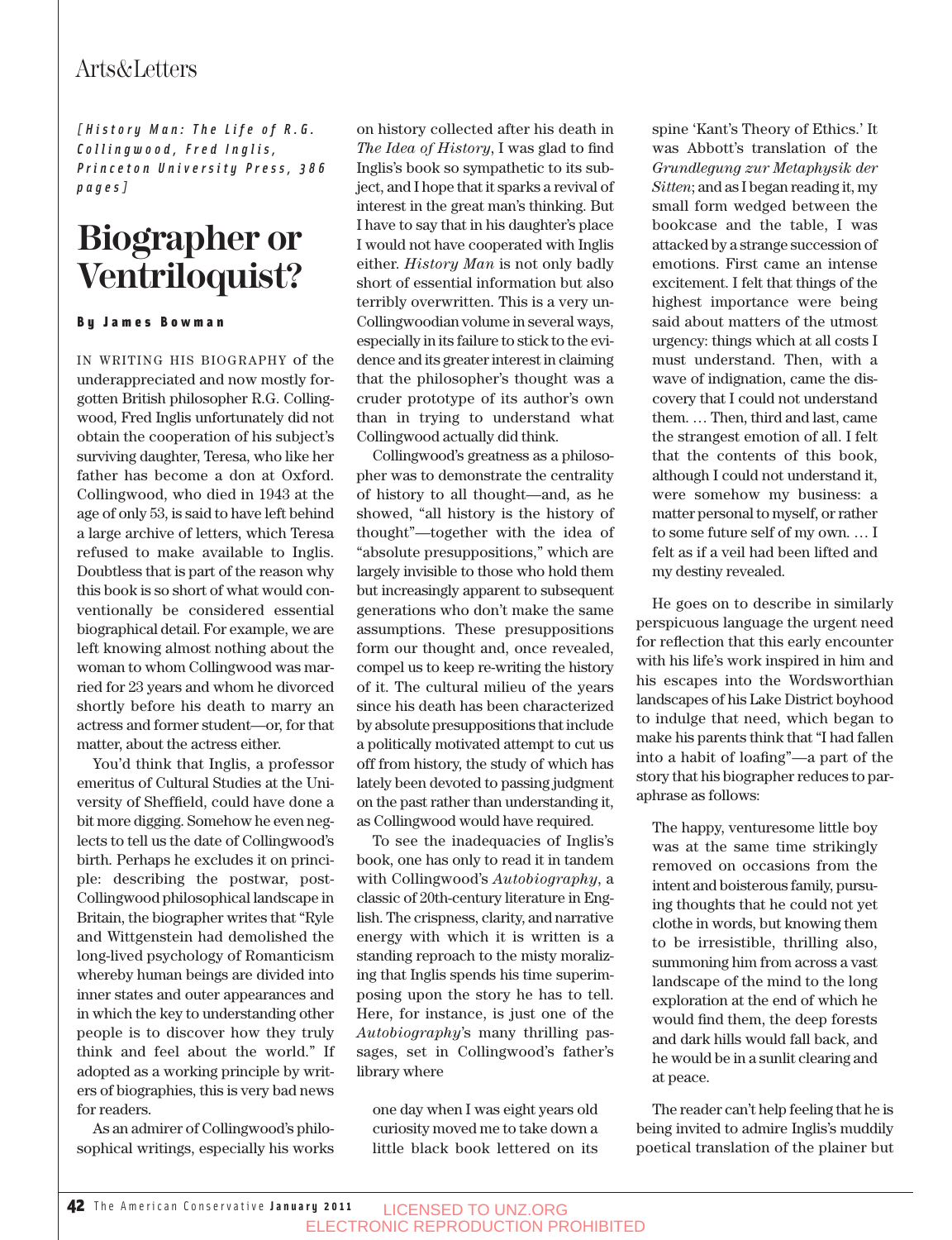[*History Man: The Life of R.G. Collingwood, Fred Inglis, Princeton University Press, 386 pages*]

# Biographer or Ventriloquist?

**By James Bowman**

IN WRITING HIS BIOGRAPHY of the underappreciated and now mostly forgotten British philosopher R.G. Collingwood, Fred Inglis unfortunately did not obtain the cooperation of his subject's surviving daughter, Teresa, who like her father has become a don at Oxford. Collingwood, who died in 1943 at the age of only 53, is said to have left behind a large archive of letters, which Teresa refused to make available to Inglis. Doubtless that is part of the reason why this book is so short of what would conventionally be considered essential biographical detail. For example, we are left knowing almost nothing about the woman to whom Collingwood was married for 23 years and whom he divorced shortly before his death to marry an actress and former student—or, for that matter, about the actress either.

You'd think that Inglis, a professor emeritus of Cultural Studies at the University of Sheffield, could have done a bit more digging. Somehow he even neglects to tell us the date of Collingwood's birth. Perhaps he excludes it on principle: describing the postwar, post-Collingwood philosophical landscape in Britain, the biographer writes that "Ryle and Wittgenstein had demolished the long-lived psychology of Romanticism whereby human beings are divided into inner states and outer appearances and in which the key to understanding other people is to discover how they truly think and feel about the world." If adopted as a working principle by writers of biographies, this is very bad news for readers.

As an admirer of Collingwood's philosophical writings, especially his works on history collected after his death in *The Idea of History*, I was glad to find Inglis's book so sympathetic to its subject, and I hope that it sparks a revival of interest in the great man's thinking. But I have to say that in his daughter's place I would not have cooperated with Inglis either. *History Man* is not only badly short of essential information but also terribly overwritten. This is a very un-Collingwoodian volume in several ways, especially in its failure to stick to the evidence and its greater interest in claiming that the philosopher's thought was a cruder prototype of its author's own than in trying to understand what Collingwood actually did think.

Collingwood's greatness as a philosopher was to demonstrate the centrality of history to all thought—and, as he showed, "all history is the history of thought"—together with the idea of "absolute presuppositions," which are largely invisible to those who hold them but increasingly apparent to subsequent generations who don't make the same assumptions. These presuppositions form our thought and, once revealed, compel us to keep re-writing the history of it. The cultural milieu of the years since his death has been characterized by absolute presuppositions that include a politically motivated attempt to cut us off from history, the study of which has lately been devoted to passing judgment on the past rather than understanding it, as Collingwood would have required.

To see the inadequacies of Inglis's book, one has only to read it in tandem with Collingwood's *Autobiography*, a classic of 20th-century literature in English. The crispness, clarity, and narrative energy with which it is written is a standing reproach to the misty moralizing that Inglis spends his time superimposing upon the story he has to tell. Here, for instance, is just one of the *Autobiography*'s many thrilling passages, set in Collingwood's father's library where

> one day when I was eight years old curiosity moved me to take down a little black book lettered on its spine 'Kant's Theory of Ethics.' It was Abbott's translation of the *Grundlegung zur Metaphysik der Sitten*; and as I began reading it, my small form wedged between the bookcase and the table, I was attacked by a strange succession of emotions. First came an intense excitement. I felt that things of the highest importance were being said about matters of the utmost urgency: things which at all costs I must understand. Then, with a wave of indignation, came the discovery that I could not understand them. … Then, third and last, came the strangest emotion of all. I felt that the contents of this book, although I could not understand it, were somehow my business: a matter personal to myself, or rather to some future self of my own. … I felt as if a veil had been lifted and my destiny revealed.

He goes on to describe in similarly perspicuous language the urgent need for reflection that this early encounter with his life's work inspired in him and his escapes into the Wordsworthian landscapes of his Lake District boyhood to indulge that need, which began to make his parents think that "I had fallen into a habit of loafing"—a part of the story that his biographer reduces to paraphrase as follows:

> The happy, venturesome little boy was at the same time strikingly removed on occasions from the intent and boisterous family, pursuing thoughts that he could not yet clothe in words, but knowing them to be irresistible, thrilling also, summoning him from across a vast landscape of the mind to the long exploration at the end of which he would find them, the deep forests and dark hills would fall back, and he would be in a sunlit clearing and at peace.

The reader can't help feeling that he is being invited to admire Inglis's muddily poetical translation of the plainer but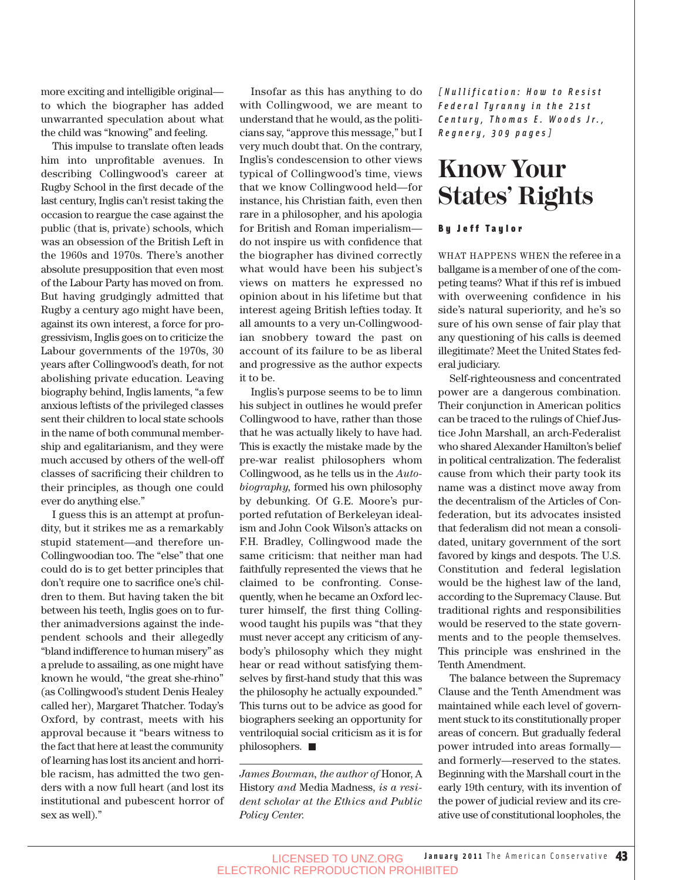more exciting and intelligible original—to which the biographer has added unwarranted speculation about what the child was "knowing" and feeling.

This impulse to translate often leads him into unprofitable avenues. In describing Collingwood's career at Rugby School in the first decade of the last century, Inglis can't resist taking the occasion to reargue the case against the public (that is, private) schools, which was an obsession of the British Left in the 1960s and 1970s. There's another absolute presupposition that even most of the Labour Party has moved on from. But having grudgingly admitted that Rugby a century ago might have been, against its own interest, a force for progressivism, Inglis goes on to criticize the Labour governments of the 1970s, 30 years after Collingwood's death, for not abolishing private education. Leaving biography behind, Inglis laments, "a few anxious leftists of the privileged classes sent their children to local state schools in the name of both communal membership and egalitarianism, and they were much accused by others of the well-off classes of sacrificing their children to their principles, as though one could ever do anything else."

I guess this is an attempt at profundity, but it strikes me as a remarkably stupid statement—and therefore un-Collingwoodian too. The "else" that one could do is to get better principles that don't require one to sacrifice one's children to them. But having taken the bit between his teeth, Inglis goes on to further animadversions against the independent schools and their allegedly "bland indifference to human misery" as a prelude to assailing, as one might have known he would, "the great she-rhino" (as Collingwood's student Denis Healey called her), Margaret Thatcher. Today's Oxford, by contrast, meets with his approval because it "bears witness to the fact that here at least the community of learning has lost its ancient and horrible racism, has admitted the two genders with a now full heart (and lost its institutional and pubescent horror of sex as well)."

Insofar as this has anything to do with Collingwood, we are meant to understand that he would, as the politicians say, "approve this message," but I very much doubt that. On the contrary, Inglis's condescension to other views typical of Collingwood's time, views that we know Collingwood held—for instance, his Christian faith, even then rare in a philosopher, and his apologia for British and Roman imperialism—do not inspire us with confidence that the biographer has divined correctly what would have been his subject's views on matters he expressed no opinion about in his lifetime but that interest ageing British lefties today. It all amounts to a very un-Collingwoodian snobbery toward the past on account of its failure to be as liberal and progressive as the author expects it to be.

Inglis's purpose seems to be to limn his subject in outlines he would prefer Collingwood to have, rather than those that he was actually likely to have had. This is exactly the mistake made by the pre-war realist philosophers whom Collingwood, as he tells us in the *Autobiography*, formed his own philosophy by debunking. Of G.E. Moore's purported refutation of Berkeleyan idealism and John Cook Wilson's attacks on F.H. Bradley, Collingwood made the same criticism: that neither man had faithfully represented the views that he claimed to be confronting. Consequently, when he became an Oxford lecturer himself, the first thing Collingwood taught his pupils was "that they must never accept any criticism of anybody's philosophy which they might hear or read without satisfying themselves by first-hand study that this was the philosophy he actually expounded." This turns out to be advice as good for biographers seeking an opportunity for ventriloquial social criticism as it is for philosophers. ■

*James Bowman, the author of* Honor, A History *and* Media Madness, *is a resident scholar at the Ethics and Public Policy Center.*

---

*[Nullification: How to Resist Federal Tyranny in the 21st Century, Thomas E. Woods Jr., Regnery, 309 pages]*

# Know Your States' Rights

**By Jeff Taylor**

WHAT HAPPENS WHEN the referee in a ballgame is a member of one of the competing teams? What if this ref is imbued with overweening confidence in his side's natural superiority, and he's so sure of his own sense of fair play that any questioning of his calls is deemed illegitimate? Meet the United States federal judiciary.

Self-righteousness and concentrated power are a dangerous combination. Their conjunction in American politics can be traced to the rulings of Chief Justice John Marshall, an arch-Federalist who shared Alexander Hamilton's belief in political centralization. The federalist cause from which their party took its name was a distinct move away from the decentralism of the Articles of Confederation, but its advocates insisted that federalism did not mean a consolidated, unitary government of the sort favored by kings and despots. The U.S. Constitution and federal legislation would be the highest law of the land, according to the Supremacy Clause. But traditional rights and responsibilities would be reserved to the state governments and to the people themselves. This principle was enshrined in the Tenth Amendment.

The balance between the Supremacy Clause and the Tenth Amendment was maintained while each level of government stuck to its constitutionally proper areas of concern. But gradually federal power intruded into areas formally—and formerly—reserved to the states. Beginning with the Marshall court in the early 19th century, with its invention of the power of judicial review and its creative use of constitutional loopholes, the